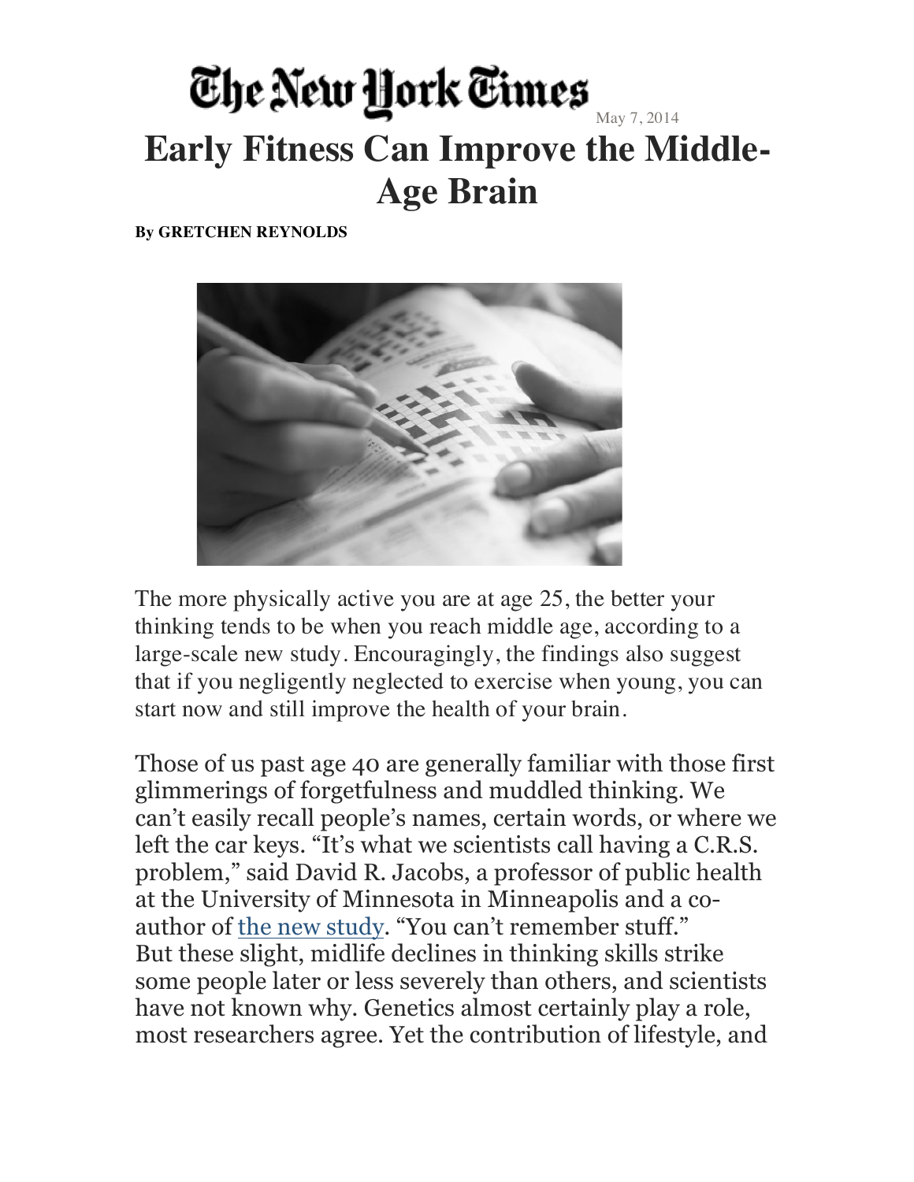The New York Times May 7, 2014

# Early Fitness Can Improve the Middle-Age Brain

**By GRETCHEN REYNOLDS**

The more physically active you are at age 25, the better your thinking tends to be when you reach middle age, according to a large-scale new study. Encouragingly, the findings also suggest that if you negligently neglected to exercise when young, you can start now and still improve the health of your brain.

Those of us past age 40 are generally familiar with those first glimmerings of forgetfulness and muddled thinking. We can't easily recall people's names, certain words, or where we left the car keys. "It's what we scientists call having a C.R.S. problem," said David R. Jacobs, a professor of public health at the University of Minnesota in Minneapolis and a co-author of the new study. "You can't remember stuff." But these slight, midlife declines in thinking skills strike some people later or less severely than others, and scientists have not known why. Genetics almost certainly play a role, most researchers agree. Yet the contribution of lifestyle, and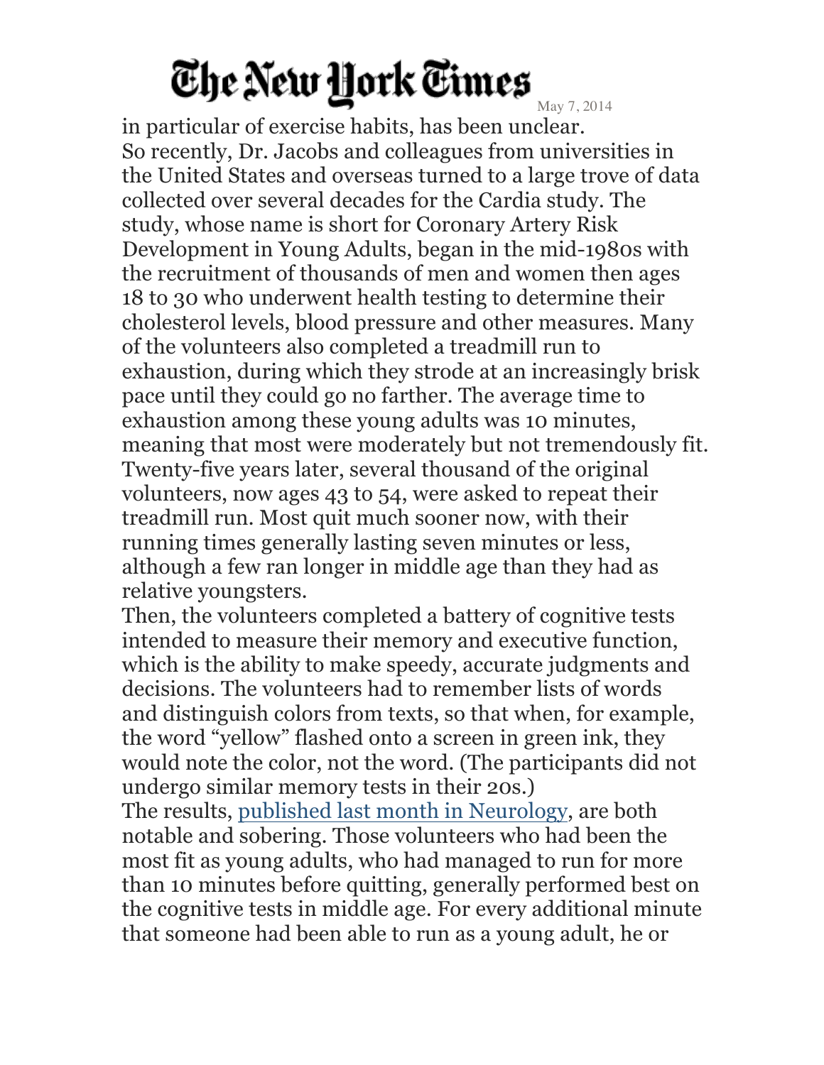in particular of exercise habits, has been unclear.

So recently, Dr. Jacobs and colleagues from universities in the United States and overseas turned to a large trove of data collected over several decades for the Cardia study. The study, whose name is short for Coronary Artery Risk Development in Young Adults, began in the mid-1980s with the recruitment of thousands of men and women then ages 18 to 30 who underwent health testing to determine their cholesterol levels, blood pressure and other measures. Many of the volunteers also completed a treadmill run to exhaustion, during which they strode at an increasingly brisk pace until they could go no farther. The average time to exhaustion among these young adults was 10 minutes, meaning that most were moderately but not tremendously fit.

Twenty-five years later, several thousand of the original volunteers, now ages 43 to 54, were asked to repeat their treadmill run. Most quit much sooner now, with their running times generally lasting seven minutes or less, although a few ran longer in middle age than they had as relative youngsters.

Then, the volunteers completed a battery of cognitive tests intended to measure their memory and executive function, which is the ability to make speedy, accurate judgments and decisions. The volunteers had to remember lists of words and distinguish colors from texts, so that when, for example, the word "yellow" flashed onto a screen in green ink, they would note the color, not the word. (The participants did not undergo similar memory tests in their 20s.)

The results, [published last month in Neurology](), are both notable and sobering. Those volunteers who had been the most fit as young adults, who had managed to run for more than 10 minutes before quitting, generally performed best on the cognitive tests in middle age. For every additional minute that someone had been able to run as a young adult, he or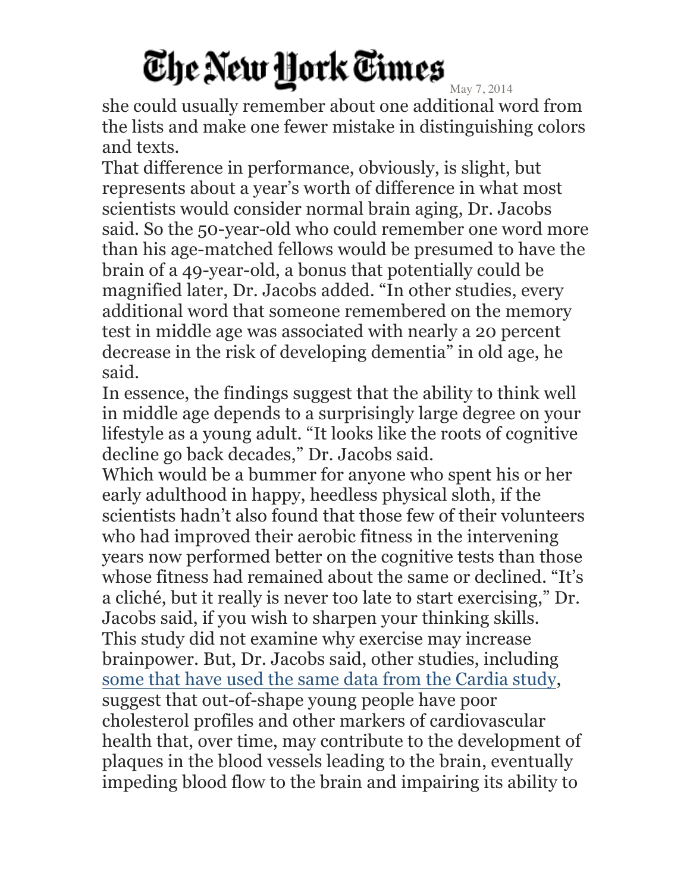she could usually remember about one additional word from the lists and make one fewer mistake in distinguishing colors and texts.

That difference in performance, obviously, is slight, but represents about a year's worth of difference in what most scientists would consider normal brain aging, Dr. Jacobs said. So the 50-year-old who could remember one word more than his age-matched fellows would be presumed to have the brain of a 49-year-old, a bonus that potentially could be magnified later, Dr. Jacobs added. "In other studies, every additional word that someone remembered on the memory test in middle age was associated with nearly a 20 percent decrease in the risk of developing dementia" in old age, he said.

In essence, the findings suggest that the ability to think well in middle age depends to a surprisingly large degree on your lifestyle as a young adult. "It looks like the roots of cognitive decline go back decades," Dr. Jacobs said.

Which would be a bummer for anyone who spent his or her early adulthood in happy, heedless physical sloth, if the scientists hadn't also found that those few of their volunteers who had improved their aerobic fitness in the intervening years now performed better on the cognitive tests than those whose fitness had remained about the same or declined. "It's a cliché, but it really is never too late to start exercising," Dr. Jacobs said, if you wish to sharpen your thinking skills.

This study did not examine why exercise may increase brainpower. But, Dr. Jacobs said, other studies, including some that have used the same data from the Cardia study, suggest that out-of-shape young people have poor cholesterol profiles and other markers of cardiovascular health that, over time, may contribute to the development of plaques in the blood vessels leading to the brain, eventually impeding blood flow to the brain and impairing its ability to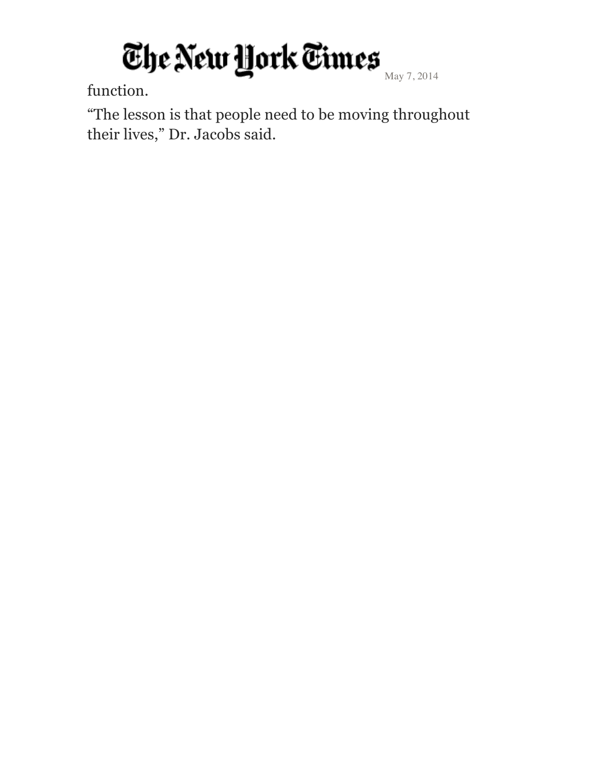function.

“The lesson is that people need to be moving throughout their lives,” Dr. Jacobs said.